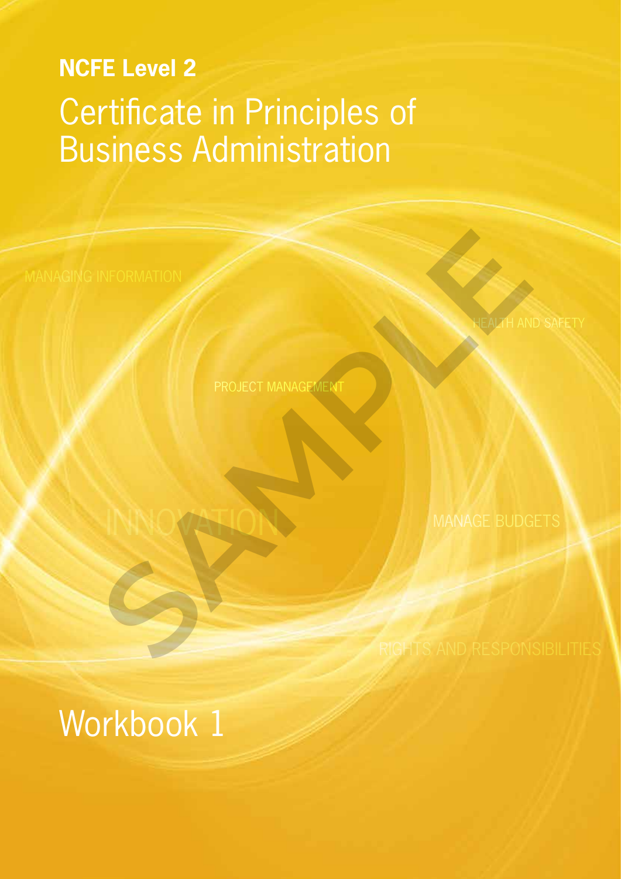**NCFE Level 2**

# Certificate in Principles of Business Administration

MANAGING INFORMATION

HEALTH AND SAFETY

PROJECT MANAGEMENT

INNOVATION

MANAGE BUDGETS

RIGHTS AND RESPONSIBILITIES

SAMPLE

## Workbook 1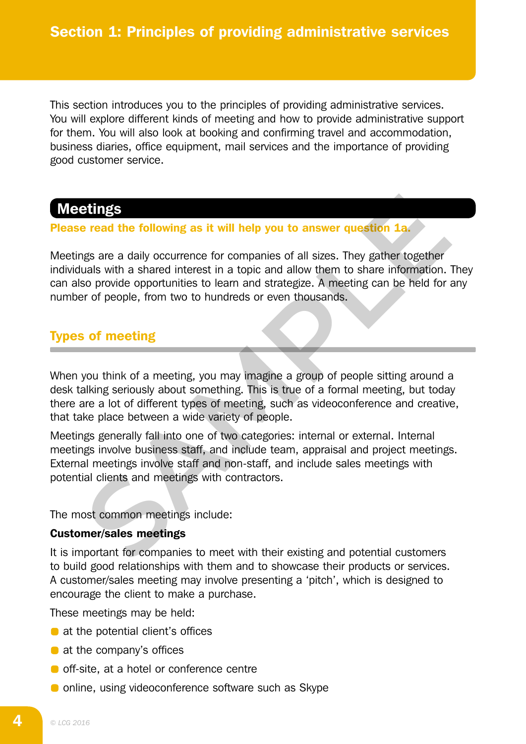# Section 1: Principles of providing administrative services

This section introduces you to the principles of providing administrative services. You will explore different kinds of meeting and how to provide administrative support for them. You will also look at booking and confirming travel and accommodation, business diaries, office equipment, mail services and the importance of providing good customer service.

## Meetings

**Please read the following as it will help you to answer question 1a.**

Meetings are a daily occurrence for companies of all sizes. They gather together individuals with a shared interest in a topic and allow them to share information. They can also provide opportunities to learn and strategize. A meeting can be held for any number of people, from two to hundreds or even thousands.

### Types of meeting

When you think of a meeting, you may imagine a group of people sitting around a desk talking seriously about something. This is true of a formal meeting, but today there are a lot of different types of meeting, such as videoconference and creative, that take place between a wide variety of people.

Meetings generally fall into one of two categories: internal or external. Internal meetings involve business staff, and include team, appraisal and project meetings. External meetings involve staff and non-staff, and include sales meetings with potential clients and meetings with contractors.

The most common meetings include:

**Customer/sales meetings**

It is important for companies to meet with their existing and potential customers to build good relationships with them and to showcase their products or services. A customer/sales meeting may involve presenting a 'pitch', which is designed to encourage the client to make a purchase.

These meetings may be held:

- at the potential client's offices
- at the company's offices
- off-site, at a hotel or conference centre
- online, using videoconference software such as Skype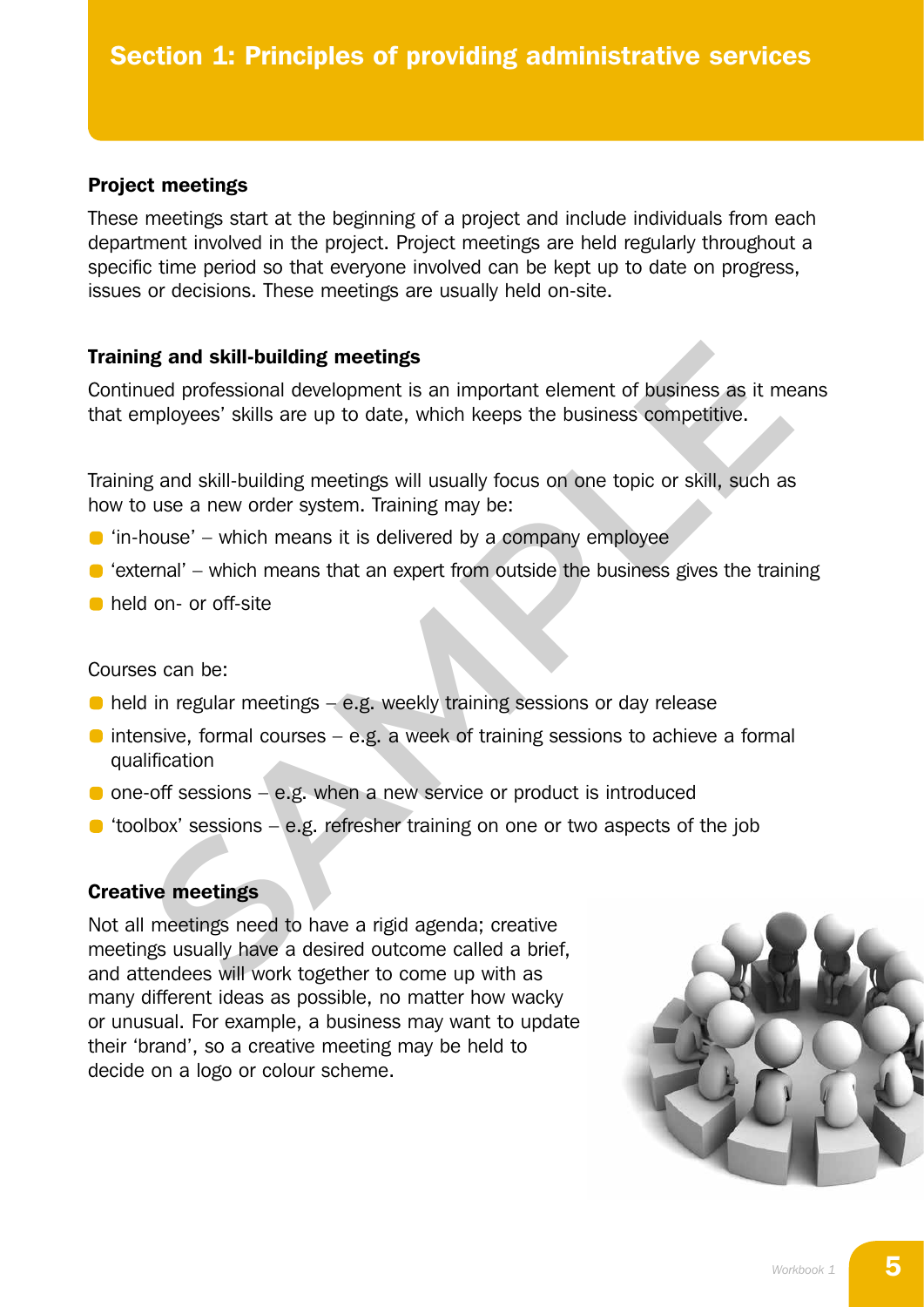### Project meetings

These meetings start at the beginning of a project and include individuals from each department involved in the project. Project meetings are held regularly throughout a specific time period so that everyone involved can be kept up to date on progress, issues or decisions. These meetings are usually held on-site.

### Training and skill-building meetings

Continued professional development is an important element of business as it means that employees' skills are up to date, which keeps the business competitive.

Training and skill-building meetings will usually focus on one topic or skill, such as how to use a new order system. Training may be:

- 'in-house' – which means it is delivered by a company employee
- 'external' – which means that an expert from outside the business gives the training
- held on- or off-site

Courses can be:

- held in regular meetings – e.g. weekly training sessions or day release
- intensive, formal courses – e.g. a week of training sessions to achieve a formal qualification
- one-off sessions – e.g. when a new service or product is introduced
- 'toolbox' sessions – e.g. refresher training on one or two aspects of the job

### Creative meetings

Not all meetings need to have a rigid agenda; creative meetings usually have a desired outcome called a brief, and attendees will work together to come up with as many different ideas as possible, no matter how wacky or unusual. For example, a business may want to update their 'brand', so a creative meeting may be held to decide on a logo or colour scheme.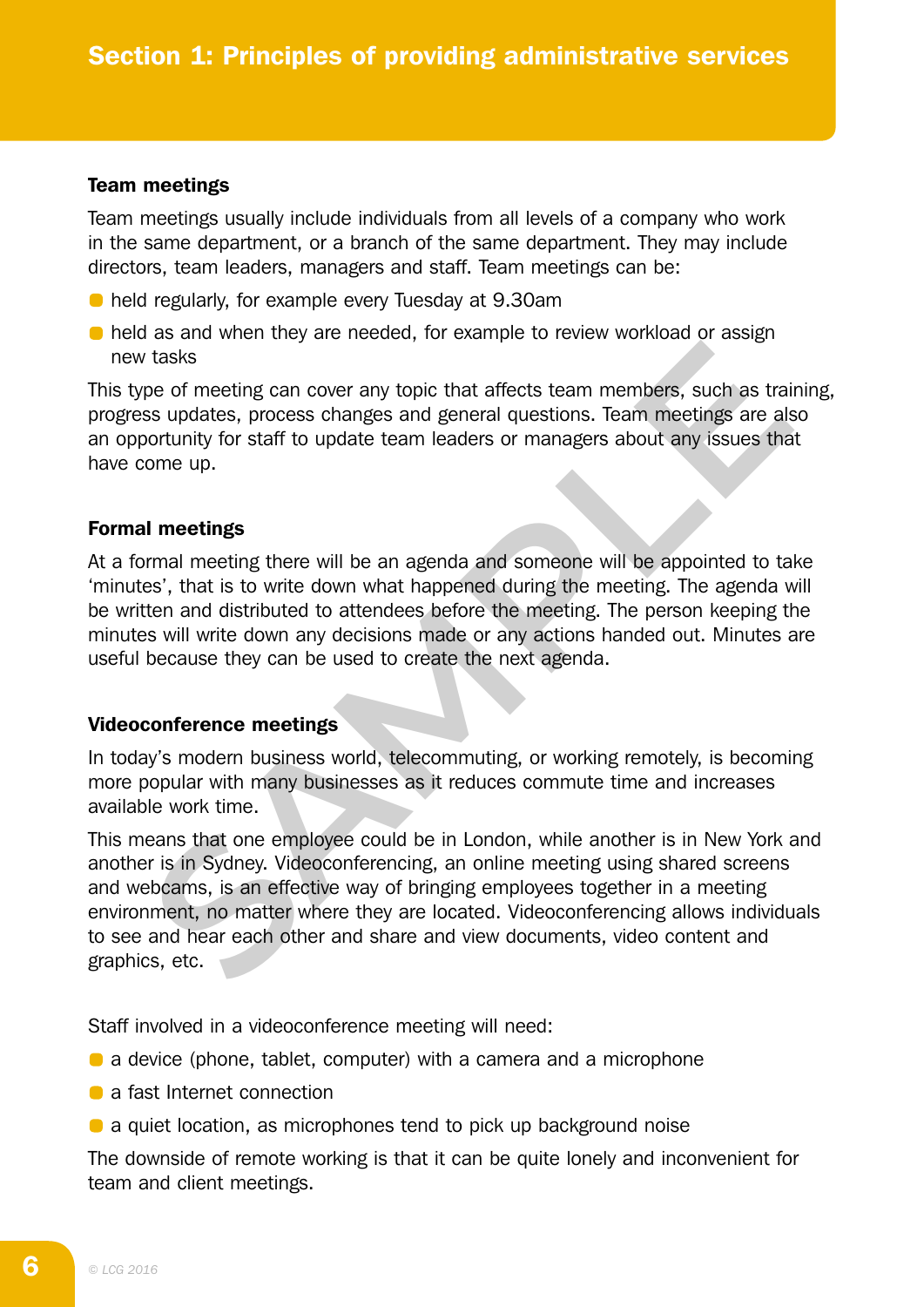### Team meetings

Team meetings usually include individuals from all levels of a company who work in the same department, or a branch of the same department. They may include directors, team leaders, managers and staff. Team meetings can be:

- held regularly, for example every Tuesday at 9.30am
- held as and when they are needed, for example to review workload or assign new tasks

This type of meeting can cover any topic that affects team members, such as training, progress updates, process changes and general questions. Team meetings are also an opportunity for staff to update team leaders or managers about any issues that have come up.

### Formal meetings

At a formal meeting there will be an agenda and someone will be appointed to take 'minutes', that is to write down what happened during the meeting. The agenda will be written and distributed to attendees before the meeting. The person keeping the minutes will write down any decisions made or any actions handed out. Minutes are useful because they can be used to create the next agenda.

### Videoconference meetings

In today's modern business world, telecommuting, or working remotely, is becoming more popular with many businesses as it reduces commute time and increases available work time.

This means that one employee could be in London, while another is in New York and another is in Sydney. Videoconferencing, an online meeting using shared screens and webcams, is an effective way of bringing employees together in a meeting environment, no matter where they are located. Videoconferencing allows individuals to see and hear each other and share and view documents, video content and graphics, etc.

Staff involved in a videoconference meeting will need:

- a device (phone, tablet, computer) with a camera and a microphone
- a fast Internet connection
- a quiet location, as microphones tend to pick up background noise

The downside of remote working is that it can be quite lonely and inconvenient for team and client meetings.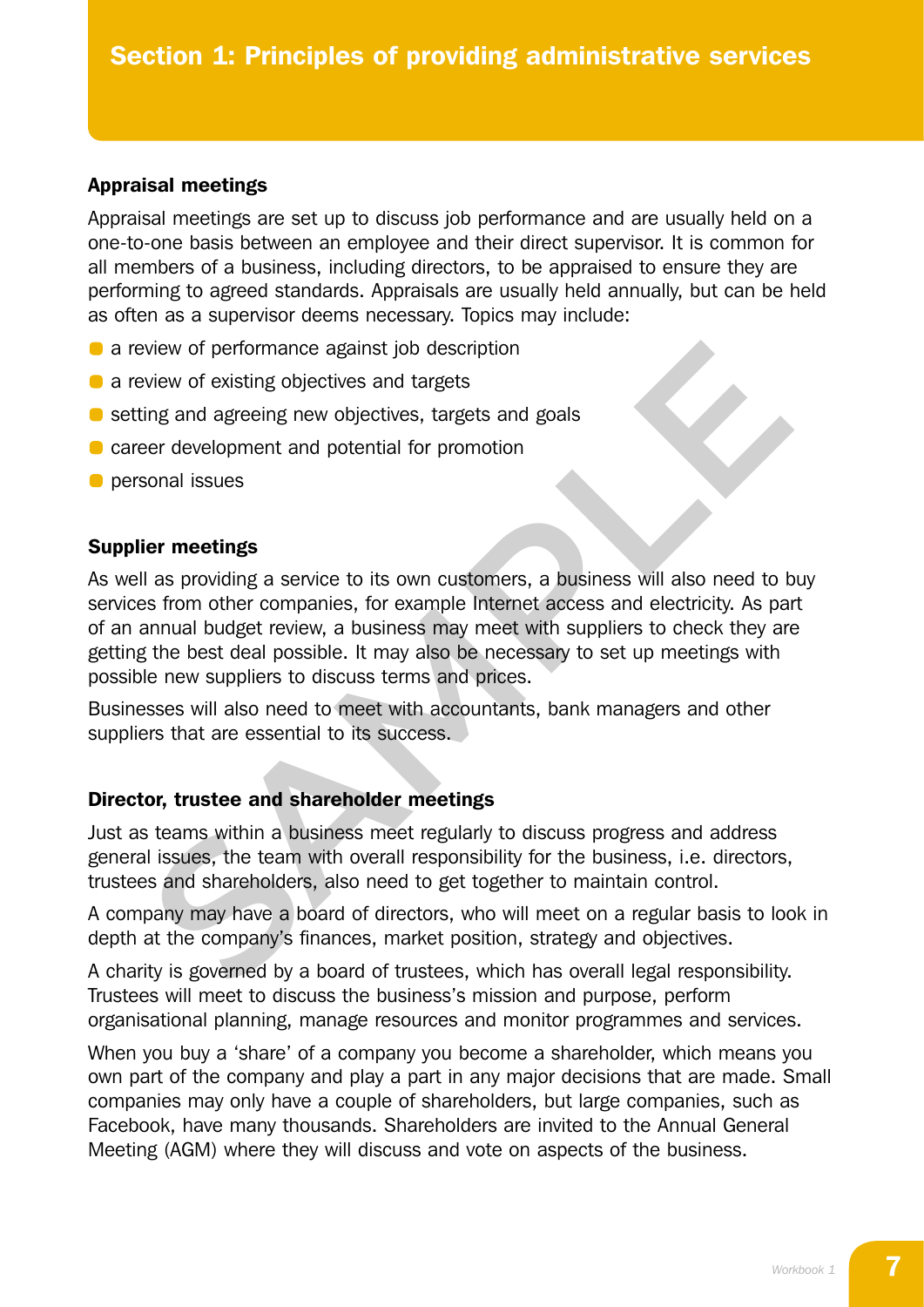## Appraisal meetings

Appraisal meetings are set up to discuss job performance and are usually held on a one-to-one basis between an employee and their direct supervisor. It is common for all members of a business, including directors, to be appraised to ensure they are performing to agreed standards. Appraisals are usually held annually, but can be held as often as a supervisor deems necessary. Topics may include:

- a review of performance against job description
- a review of existing objectives and targets
- setting and agreeing new objectives, targets and goals
- career development and potential for promotion
- personal issues

## Supplier meetings

As well as providing a service to its own customers, a business will also need to buy services from other companies, for example Internet access and electricity. As part of an annual budget review, a business may meet with suppliers to check they are getting the best deal possible. It may also be necessary to set up meetings with possible new suppliers to discuss terms and prices.

Businesses will also need to meet with accountants, bank managers and other suppliers that are essential to its success.

## Director, trustee and shareholder meetings

Just as teams within a business meet regularly to discuss progress and address general issues, the team with overall responsibility for the business, i.e. directors, trustees and shareholders, also need to get together to maintain control.

A company may have a board of directors, who will meet on a regular basis to look in depth at the company's finances, market position, strategy and objectives.

A charity is governed by a board of trustees, which has overall legal responsibility. Trustees will meet to discuss the business's mission and purpose, perform organisational planning, manage resources and monitor programmes and services.

When you buy a 'share' of a company you become a shareholder, which means you own part of the company and play a part in any major decisions that are made. Small companies may only have a couple of shareholders, but large companies, such as Facebook, have many thousands. Shareholders are invited to the Annual General Meeting (AGM) where they will discuss and vote on aspects of the business.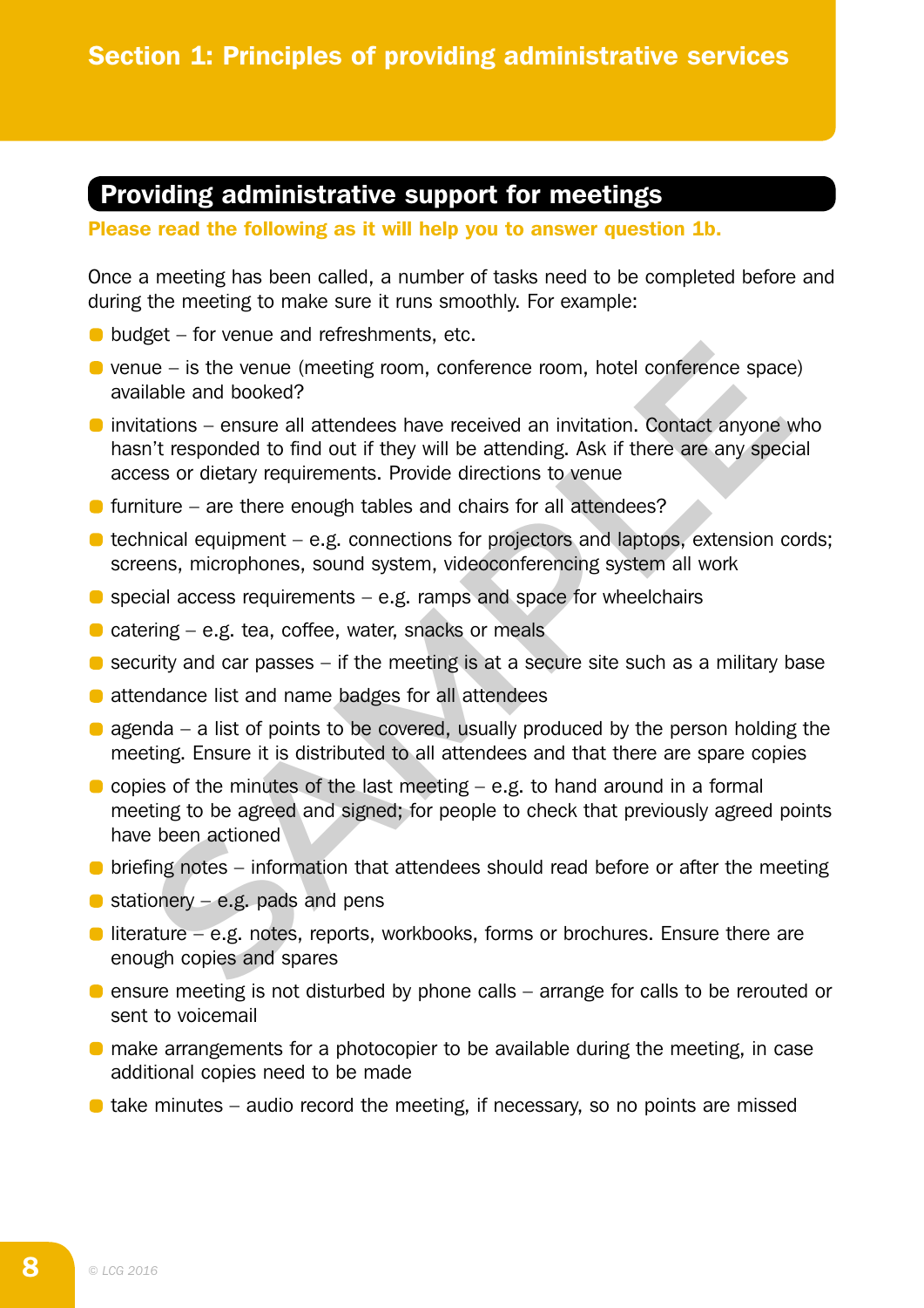## Providing administrative support for meetings

**Please read the following as it will help you to answer question 1b.**

Once a meeting has been called, a number of tasks need to be completed before and during the meeting to make sure it runs smoothly. For example:

- budget – for venue and refreshments, etc.
- venue – is the venue (meeting room, conference room, hotel conference space) available and booked?
- invitations – ensure all attendees have received an invitation. Contact anyone who hasn't responded to find out if they will be attending. Ask if there are any special access or dietary requirements. Provide directions to venue
- furniture – are there enough tables and chairs for all attendees?
- technical equipment – e.g. connections for projectors and laptops, extension cords; screens, microphones, sound system, videoconferencing system all work
- special access requirements – e.g. ramps and space for wheelchairs
- catering – e.g. tea, coffee, water, snacks or meals
- security and car passes – if the meeting is at a secure site such as a military base
- attendance list and name badges for all attendees
- agenda – a list of points to be covered, usually produced by the person holding the meeting. Ensure it is distributed to all attendees and that there are spare copies
- copies of the minutes of the last meeting – e.g. to hand around in a formal meeting to be agreed and signed; for people to check that previously agreed points have been actioned
- briefing notes – information that attendees should read before or after the meeting
- stationery – e.g. pads and pens
- literature – e.g. notes, reports, workbooks, forms or brochures. Ensure there are enough copies and spares
- ensure meeting is not disturbed by phone calls – arrange for calls to be rerouted or sent to voicemail
- make arrangements for a photocopier to be available during the meeting, in case additional copies need to be made
- take minutes – audio record the meeting, if necessary, so no points are missed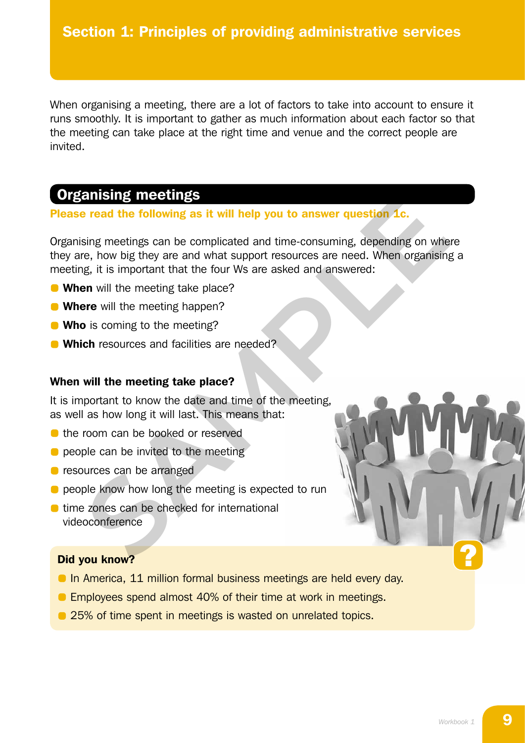## Section 1: Principles of providing administrative services

When organising a meeting, there are a lot of factors to take into account to ensure it runs smoothly. It is important to gather as much information about each factor so that the meeting can take place at the right time and venue and the correct people are invited.

## Organising meetings

**Please read the following as it will help you to answer question 1c.**

Organising meetings can be complicated and time-consuming, depending on where they are, how big they are and what support resources are need. When organising a meeting, it is important that the four Ws are asked and answered:

- **When** will the meeting take place?
- **Where** will the meeting happen?
- **Who** is coming to the meeting?
- **Which** resources and facilities are needed?

### When will the meeting take place?

It is important to know the date and time of the meeting, as well as how long it will last. This means that:

- the room can be booked or reserved
- people can be invited to the meeting
- resources can be arranged
- people know how long the meeting is expected to run
- time zones can be checked for international videoconference

**Did you know?**

- In America, 11 million formal business meetings are held every day.
- Employees spend almost 40% of their time at work in meetings.
- 25% of time spent in meetings is wasted on unrelated topics.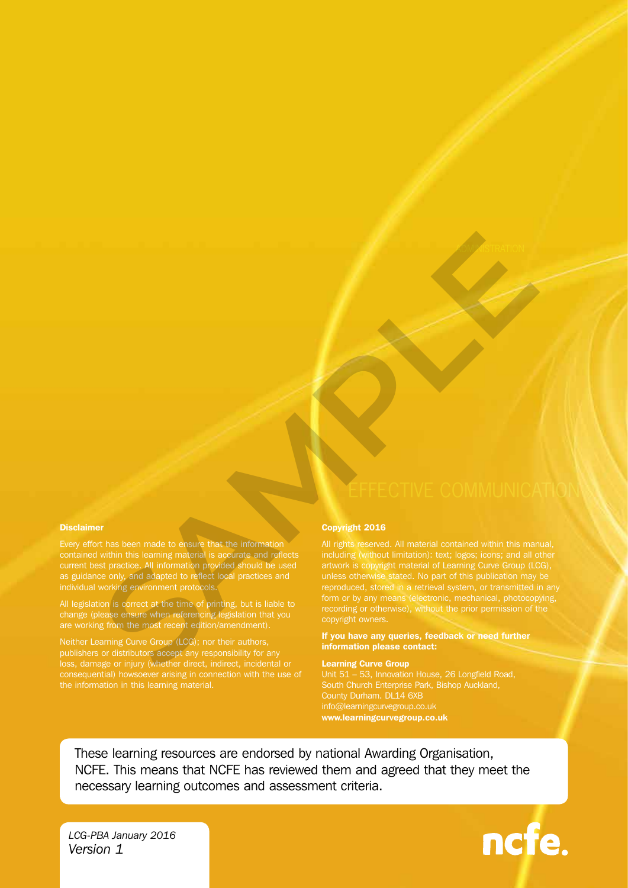ADMINISTRATION

EFFECTIVE COMMUNICATION

**Disclaimer**

Every effort has been made to ensure that the information contained within this learning material is accurate and reflects current best practice. All information provided should be used as guidance only, and adapted to reflect local practices and individual working environment protocols.

All legislation is correct at the time of printing, but is liable to change (please ensure when referencing legislation that you are working from the most recent edition/amendment).

Neither Learning Curve Group (LCG); nor their authors, publishers or distributors accept any responsibility for any loss, damage or injury (whether direct, indirect, incidental or consequential) howsoever arising in connection with the use of the information in this learning material.

**Copyright 2016**

All rights reserved. All material contained within this manual, including (without limitation): text; logos; icons; and all other artwork is copyright material of Learning Curve Group (LCG), unless otherwise stated. No part of this publication may be reproduced, stored in a retrieval system, or transmitted in any form or by any means (electronic, mechanical, photocopying, recording or otherwise), without the prior permission of the copyright owners.

**If you have any queries, feedback or need further information please contact:**

**Learning Curve Group**
Unit 51 – 53, Innovation House, 26 Longfield Road,
South Church Enterprise Park, Bishop Auckland,
County Durham. DL14 6XB
info@learningcurvegroup.co.uk
**www.learningcurvegroup.co.uk**

These learning resources are endorsed by national Awarding Organisation, NCFE. This means that NCFE has reviewed them and agreed that they meet the necessary learning outcomes and assessment criteria.

*LCG-PBA January 2016*
*Version 1*

ncfe.